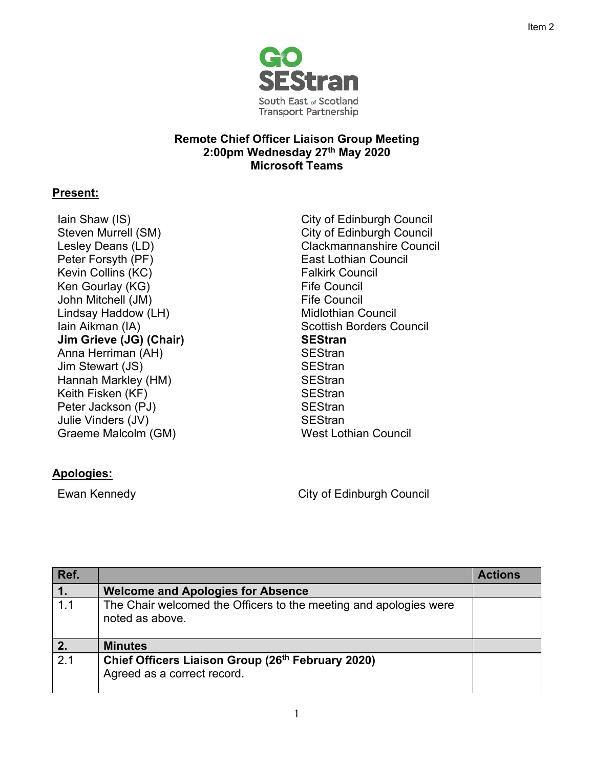Item 2

GO SEStran

South East of Scotland Transport Partnership

**Remote Chief Officer Liaison Group Meeting**
**2:00pm Wednesday 27th May 2020**
**Microsoft Teams**

## Present:

| | |
|---|---|
| Iain Shaw (IS) | City of Edinburgh Council |
| Steven Murrell (SM) | City of Edinburgh Council |
| Lesley Deans (LD) | Clackmannanshire Council |
| Peter Forsyth (PF) | East Lothian Council |
| Kevin Collins (KC) | Falkirk Council |
| Ken Gourlay (KG) | Fife Council |
| John Mitchell (JM) | Fife Council |
| Lindsay Haddow (LH) | Midlothian Council |
| Iain Aikman (IA) | Scottish Borders Council |
| **Jim Grieve (JG) (Chair)** | **SEStran** |
| Anna Herriman (AH) | SEStran |
| Jim Stewart (JS) | SEStran |
| Hannah Markley (HM) | SEStran |
| Keith Fisken (KF) | SEStran |
| Peter Jackson (PJ) | SEStran |
| Julie Vinders (JV) | SEStran |
| Graeme Malcolm (GM) | West Lothian Council |

## Apologies:

| | |
|---|---|
| Ewan Kennedy | City of Edinburgh Council |

| Ref. | | Actions |
|---|---|---|
| **1.** | **Welcome and Apologies for Absence** | |
| 1.1 | The Chair welcomed the Officers to the meeting and apologies were noted as above. | |
| **2.** | **Minutes** | |
| 2.1 | **Chief Officers Liaison Group (26th February 2020)**<br>Agreed as a correct record. | |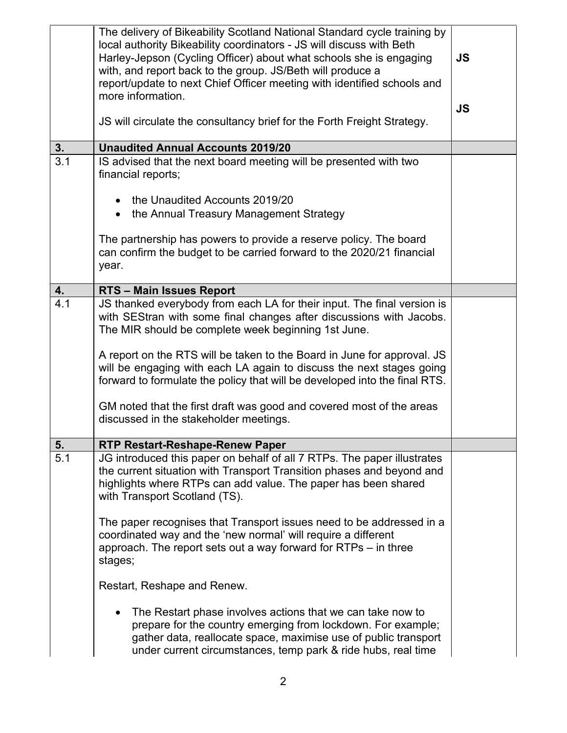| | | |
|---|---|---|
| | The delivery of Bikeability Scotland National Standard cycle training by local authority Bikeability coordinators - JS will discuss with Beth Harley-Jepson (Cycling Officer) about what schools she is engaging with, and report back to the group. JS/Beth will produce a report/update to next Chief Officer meeting with identified schools and more information.<br><br>JS will circulate the consultancy brief for the Forth Freight Strategy. | **JS**<br><br>**JS** |
| **3.** | **Unaudited Annual Accounts 2019/20** | |
| 3.1 | IS advised that the next board meeting will be presented with two financial reports;<br><br>• the Unaudited Accounts 2019/20<br>• the Annual Treasury Management Strategy<br><br>The partnership has powers to provide a reserve policy. The board can confirm the budget to be carried forward to the 2020/21 financial year. | |
| **4.** | **RTS – Main Issues Report** | |
| 4.1 | JS thanked everybody from each LA for their input. The final version is with SEStran with some final changes after discussions with Jacobs. The MIR should be complete week beginning 1st June.<br><br>A report on the RTS will be taken to the Board in June for approval. JS will be engaging with each LA again to discuss the next stages going forward to formulate the policy that will be developed into the final RTS.<br><br>GM noted that the first draft was good and covered most of the areas discussed in the stakeholder meetings. | |
| **5.** | **RTP Restart-Reshape-Renew Paper** | |
| 5.1 | JG introduced this paper on behalf of all 7 RTPs. The paper illustrates the current situation with Transport Transition phases and beyond and highlights where RTPs can add value. The paper has been shared with Transport Scotland (TS).<br><br>The paper recognises that Transport issues need to be addressed in a coordinated way and the 'new normal' will require a different approach. The report sets out a way forward for RTPs – in three stages;<br><br>Restart, Reshape and Renew.<br><br>• The Restart phase involves actions that we can take now to prepare for the country emerging from lockdown. For example; gather data, reallocate space, maximise use of public transport under current circumstances, temp park & ride hubs, real time | |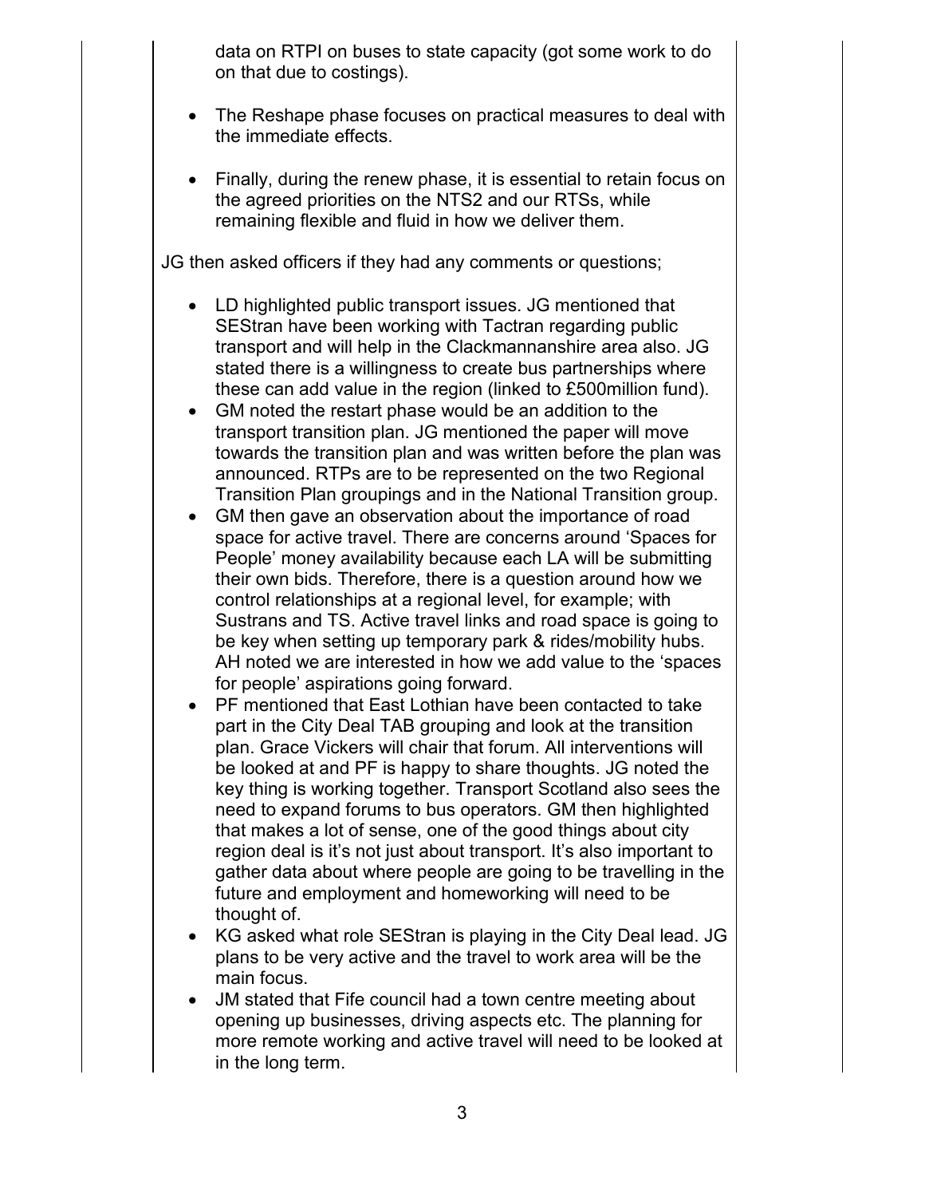data on RTPI on buses to state capacity (got some work to do on that due to costings).

- The Reshape phase focuses on practical measures to deal with the immediate effects.

- Finally, during the renew phase, it is essential to retain focus on the agreed priorities on the NTS2 and our RTSs, while remaining flexible and fluid in how we deliver them.

JG then asked officers if they had any comments or questions;

- LD highlighted public transport issues. JG mentioned that SEStran have been working with Tactran regarding public transport and will help in the Clackmannanshire area also. JG stated there is a willingness to create bus partnerships where these can add value in the region (linked to £500million fund).
- GM noted the restart phase would be an addition to the transport transition plan. JG mentioned the paper will move towards the transition plan and was written before the plan was announced. RTPs are to be represented on the two Regional Transition Plan groupings and in the National Transition group.
- GM then gave an observation about the importance of road space for active travel. There are concerns around 'Spaces for People' money availability because each LA will be submitting their own bids. Therefore, there is a question around how we control relationships at a regional level, for example; with Sustrans and TS. Active travel links and road space is going to be key when setting up temporary park & rides/mobility hubs. AH noted we are interested in how we add value to the 'spaces for people' aspirations going forward.
- PF mentioned that East Lothian have been contacted to take part in the City Deal TAB grouping and look at the transition plan. Grace Vickers will chair that forum. All interventions will be looked at and PF is happy to share thoughts. JG noted the key thing is working together. Transport Scotland also sees the need to expand forums to bus operators. GM then highlighted that makes a lot of sense, one of the good things about city region deal is it's not just about transport. It's also important to gather data about where people are going to be travelling in the future and employment and homeworking will need to be thought of.
- KG asked what role SEStran is playing in the City Deal lead. JG plans to be very active and the travel to work area will be the main focus.
- JM stated that Fife council had a town centre meeting about opening up businesses, driving aspects etc. The planning for more remote working and active travel will need to be looked at in the long term.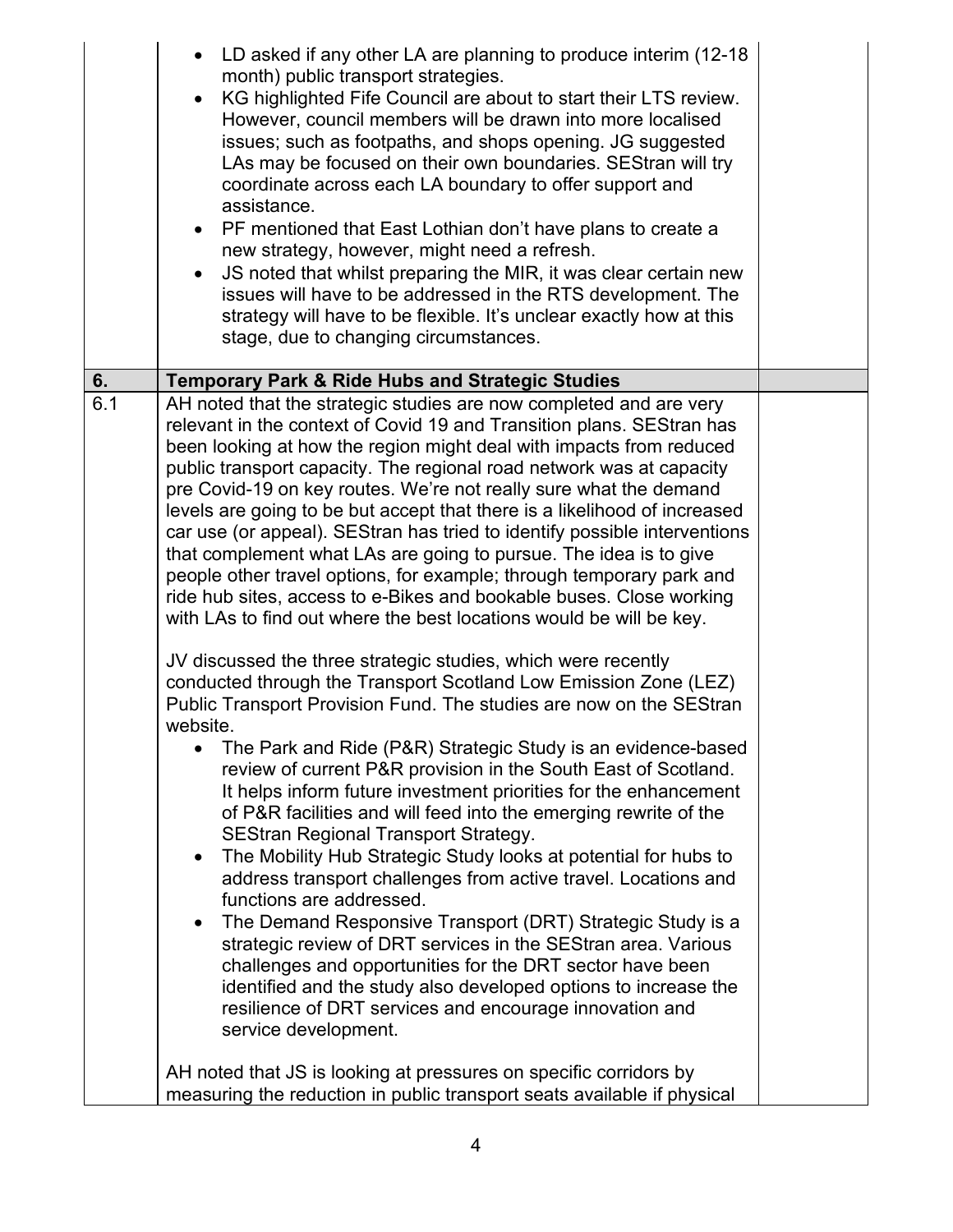| | | |
|---|---|---|
| | • LD asked if any other LA are planning to produce interim (12-18 month) public transport strategies.<br>• KG highlighted Fife Council are about to start their LTS review. However, council members will be drawn into more localised issues; such as footpaths, and shops opening. JG suggested LAs may be focused on their own boundaries. SEStran will try coordinate across each LA boundary to offer support and assistance.<br>• PF mentioned that East Lothian don't have plans to create a new strategy, however, might need a refresh.<br>• JS noted that whilst preparing the MIR, it was clear certain new issues will have to be addressed in the RTS development. The strategy will have to be flexible. It's unclear exactly how at this stage, due to changing circumstances. | |
| **6.** | **Temporary Park & Ride Hubs and Strategic Studies** | |
| 6.1 | AH noted that the strategic studies are now completed and are very relevant in the context of Covid 19 and Transition plans. SEStran has been looking at how the region might deal with impacts from reduced public transport capacity. The regional road network was at capacity pre Covid-19 on key routes. We're not really sure what the demand levels are going to be but accept that there is a likelihood of increased car use (or appeal). SEStran has tried to identify possible interventions that complement what LAs are going to pursue. The idea is to give people other travel options, for example; through temporary park and ride hub sites, access to e-Bikes and bookable buses. Close working with LAs to find out where the best locations would be will be key.<br><br>JV discussed the three strategic studies, which were recently conducted through the Transport Scotland Low Emission Zone (LEZ) Public Transport Provision Fund. The studies are now on the SEStran website.<br>• The Park and Ride (P&R) Strategic Study is an evidence-based review of current P&R provision in the South East of Scotland. It helps inform future investment priorities for the enhancement of P&R facilities and will feed into the emerging rewrite of the SEStran Regional Transport Strategy.<br>• The Mobility Hub Strategic Study looks at potential for hubs to address transport challenges from active travel. Locations and functions are addressed.<br>• The Demand Responsive Transport (DRT) Strategic Study is a strategic review of DRT services in the SEStran area. Various challenges and opportunities for the DRT sector have been identified and the study also developed options to increase the resilience of DRT services and encourage innovation and service development.<br><br>AH noted that JS is looking at pressures on specific corridors by measuring the reduction in public transport seats available if physical | |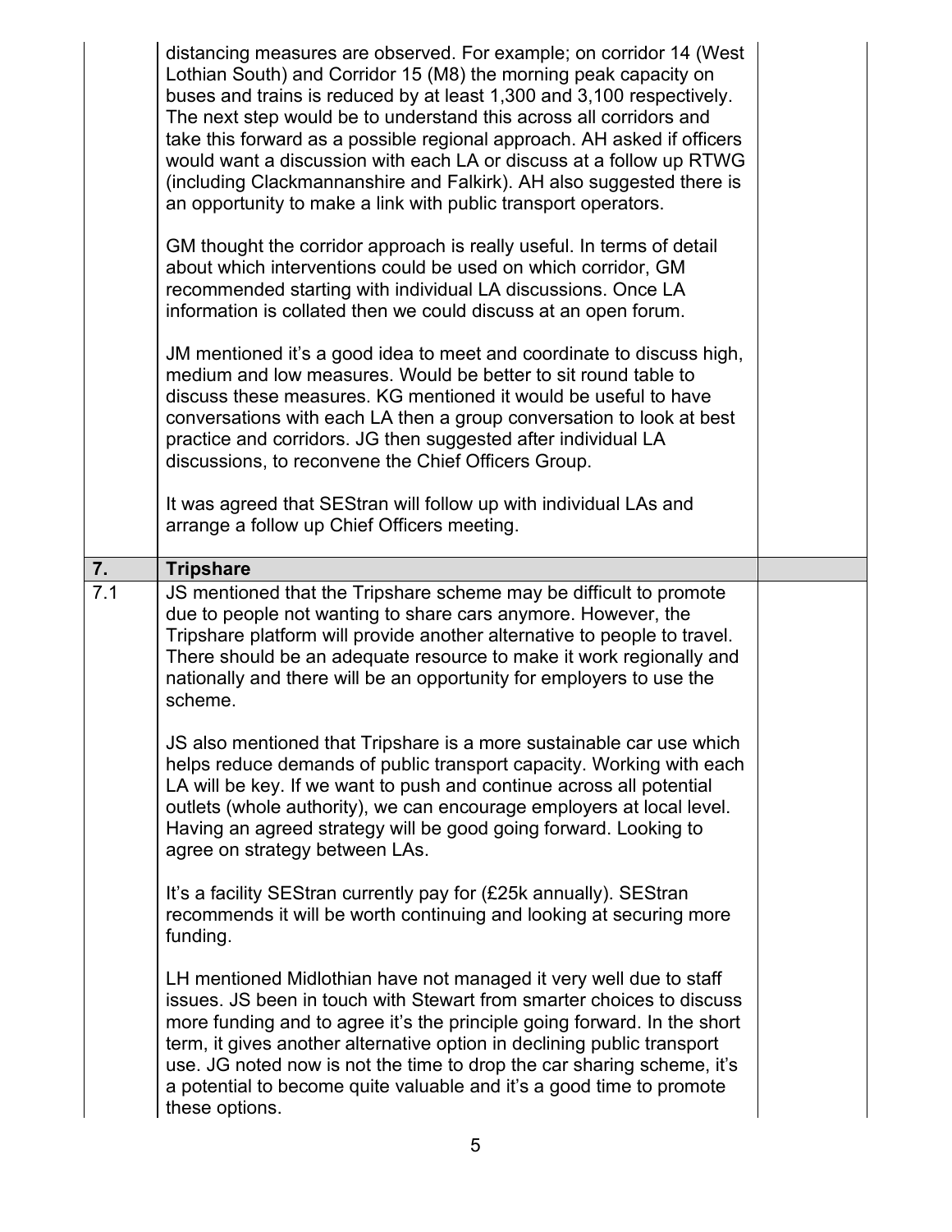| | | |
|---|---|---|
| | distancing measures are observed. For example; on corridor 14 (West Lothian South) and Corridor 15 (M8) the morning peak capacity on buses and trains is reduced by at least 1,300 and 3,100 respectively. The next step would be to understand this across all corridors and take this forward as a possible regional approach. AH asked if officers would want a discussion with each LA or discuss at a follow up RTWG (including Clackmannanshire and Falkirk). AH also suggested there is an opportunity to make a link with public transport operators.<br><br>GM thought the corridor approach is really useful. In terms of detail about which interventions could be used on which corridor, GM recommended starting with individual LA discussions. Once LA information is collated then we could discuss at an open forum.<br><br>JM mentioned it's a good idea to meet and coordinate to discuss high, medium and low measures. Would be better to sit round table to discuss these measures. KG mentioned it would be useful to have conversations with each LA then a group conversation to look at best practice and corridors. JG then suggested after individual LA discussions, to reconvene the Chief Officers Group.<br><br>It was agreed that SEStran will follow up with individual LAs and arrange a follow up Chief Officers meeting. | |
| **7.** | **Tripshare** | |
| 7.1 | JS mentioned that the Tripshare scheme may be difficult to promote due to people not wanting to share cars anymore. However, the Tripshare platform will provide another alternative to people to travel. There should be an adequate resource to make it work regionally and nationally and there will be an opportunity for employers to use the scheme.<br><br>JS also mentioned that Tripshare is a more sustainable car use which helps reduce demands of public transport capacity. Working with each LA will be key. If we want to push and continue across all potential outlets (whole authority), we can encourage employers at local level. Having an agreed strategy will be good going forward. Looking to agree on strategy between LAs.<br><br>It's a facility SEStran currently pay for (£25k annually). SEStran recommends it will be worth continuing and looking at securing more funding.<br><br>LH mentioned Midlothian have not managed it very well due to staff issues. JS been in touch with Stewart from smarter choices to discuss more funding and to agree it's the principle going forward. In the short term, it gives another alternative option in declining public transport use. JG noted now is not the time to drop the car sharing scheme, it's a potential to become quite valuable and it's a good time to promote these options. | |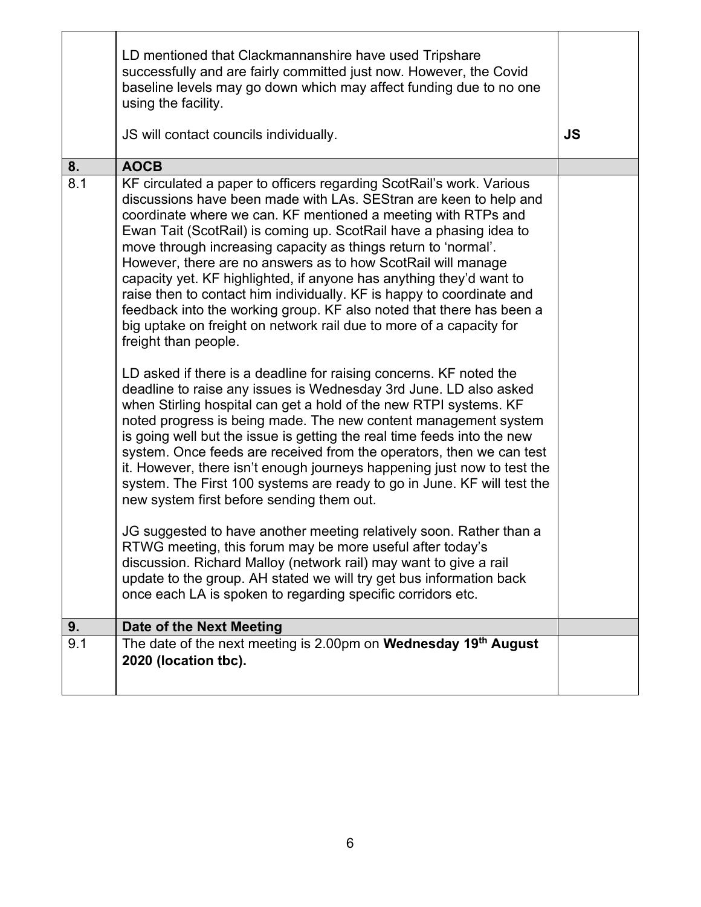| | | |
|---|---|---|
| | LD mentioned that Clackmannanshire have used Tripshare successfully and are fairly committed just now. However, the Covid baseline levels may go down which may affect funding due to no one using the facility.<br><br>JS will contact councils individually. | **JS** |
| **8.** | **AOCB** | |
| 8.1 | KF circulated a paper to officers regarding ScotRail's work. Various discussions have been made with LAs. SEStran are keen to help and coordinate where we can. KF mentioned a meeting with RTPs and Ewan Tait (ScotRail) is coming up. ScotRail have a phasing idea to move through increasing capacity as things return to 'normal'. However, there are no answers as to how ScotRail will manage capacity yet. KF highlighted, if anyone has anything they'd want to raise then to contact him individually. KF is happy to coordinate and feedback into the working group. KF also noted that there has been a big uptake on freight on network rail due to more of a capacity for freight than people.<br><br>LD asked if there is a deadline for raising concerns. KF noted the deadline to raise any issues is Wednesday 3rd June. LD also asked when Stirling hospital can get a hold of the new RTPI systems. KF noted progress is being made. The new content management system is going well but the issue is getting the real time feeds into the new system. Once feeds are received from the operators, then we can test it. However, there isn't enough journeys happening just now to test the system. The First 100 systems are ready to go in June. KF will test the new system first before sending them out.<br><br>JG suggested to have another meeting relatively soon. Rather than a RTWG meeting, this forum may be more useful after today's discussion. Richard Malloy (network rail) may want to give a rail update to the group. AH stated we will try get bus information back once each LA is spoken to regarding specific corridors etc. | |
| **9.** | **Date of the Next Meeting** | |
| 9.1 | The date of the next meeting is 2.00pm on **Wednesday 19th August 2020 (location tbc).** | |